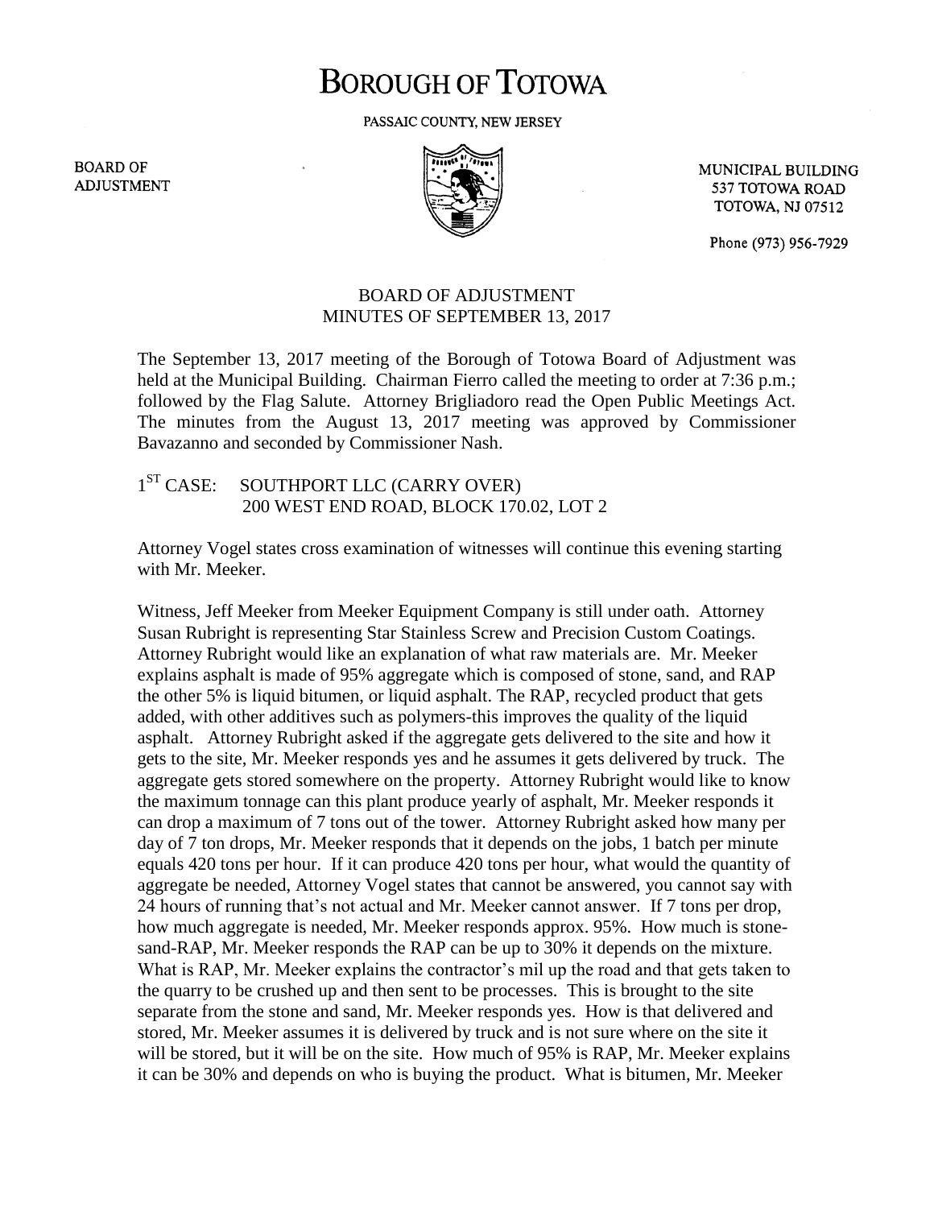# BOROUGH OF TOTOWA

PASSAIC COUNTY, NEW JERSEY

BOARD OF ADJUSTMENT

MUNICIPAL BUILDING
537 TOTOWA ROAD
TOTOWA, NJ 07512

Phone (973) 956-7929

## BOARD OF ADJUSTMENT
## MINUTES OF SEPTEMBER 13, 2017

The September 13, 2017 meeting of the Borough of Totowa Board of Adjustment was held at the Municipal Building. Chairman Fierro called the meeting to order at 7:36 p.m.; followed by the Flag Salute. Attorney Brigliadoro read the Open Public Meetings Act. The minutes from the August 13, 2017 meeting was approved by Commissioner Bavazanno and seconded by Commissioner Nash.

1ST CASE: SOUTHPORT LLC (CARRY OVER)
200 WEST END ROAD, BLOCK 170.02, LOT 2

Attorney Vogel states cross examination of witnesses will continue this evening starting with Mr. Meeker.

Witness, Jeff Meeker from Meeker Equipment Company is still under oath. Attorney Susan Rubright is representing Star Stainless Screw and Precision Custom Coatings. Attorney Rubright would like an explanation of what raw materials are. Mr. Meeker explains asphalt is made of 95% aggregate which is composed of stone, sand, and RAP the other 5% is liquid bitumen, or liquid asphalt. The RAP, recycled product that gets added, with other additives such as polymers-this improves the quality of the liquid asphalt. Attorney Rubright asked if the aggregate gets delivered to the site and how it gets to the site, Mr. Meeker responds yes and he assumes it gets delivered by truck. The aggregate gets stored somewhere on the property. Attorney Rubright would like to know the maximum tonnage can this plant produce yearly of asphalt, Mr. Meeker responds it can drop a maximum of 7 tons out of the tower. Attorney Rubright asked how many per day of 7 ton drops, Mr. Meeker responds that it depends on the jobs, 1 batch per minute equals 420 tons per hour. If it can produce 420 tons per hour, what would the quantity of aggregate be needed, Attorney Vogel states that cannot be answered, you cannot say with 24 hours of running that's not actual and Mr. Meeker cannot answer. If 7 tons per drop, how much aggregate is needed, Mr. Meeker responds approx. 95%. How much is stone-sand-RAP, Mr. Meeker responds the RAP can be up to 30% it depends on the mixture. What is RAP, Mr. Meeker explains the contractor's mil up the road and that gets taken to the quarry to be crushed up and then sent to be processes. This is brought to the site separate from the stone and sand, Mr. Meeker responds yes. How is that delivered and stored, Mr. Meeker assumes it is delivered by truck and is not sure where on the site it will be stored, but it will be on the site. How much of 95% is RAP, Mr. Meeker explains it can be 30% and depends on who is buying the product. What is bitumen, Mr. Meeker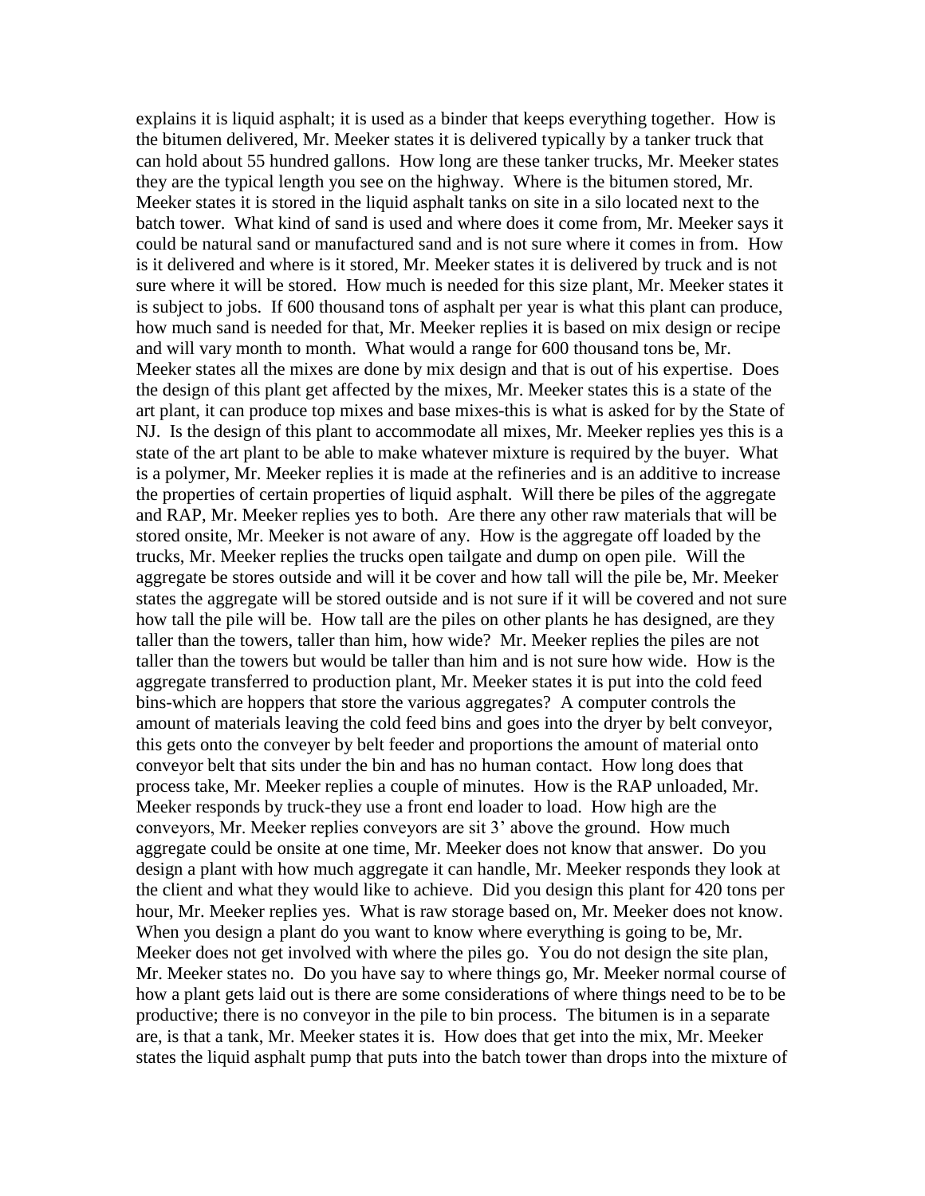explains it is liquid asphalt; it is used as a binder that keeps everything together. How is the bitumen delivered, Mr. Meeker states it is delivered typically by a tanker truck that can hold about 55 hundred gallons. How long are these tanker trucks, Mr. Meeker states they are the typical length you see on the highway. Where is the bitumen stored, Mr. Meeker states it is stored in the liquid asphalt tanks on site in a silo located next to the batch tower. What kind of sand is used and where does it come from, Mr. Meeker says it could be natural sand or manufactured sand and is not sure where it comes in from. How is it delivered and where is it stored, Mr. Meeker states it is delivered by truck and is not sure where it will be stored. How much is needed for this size plant, Mr. Meeker states it is subject to jobs. If 600 thousand tons of asphalt per year is what this plant can produce, how much sand is needed for that, Mr. Meeker replies it is based on mix design or recipe and will vary month to month. What would a range for 600 thousand tons be, Mr. Meeker states all the mixes are done by mix design and that is out of his expertise. Does the design of this plant get affected by the mixes, Mr. Meeker states this is a state of the art plant, it can produce top mixes and base mixes-this is what is asked for by the State of NJ. Is the design of this plant to accommodate all mixes, Mr. Meeker replies yes this is a state of the art plant to be able to make whatever mixture is required by the buyer. What is a polymer, Mr. Meeker replies it is made at the refineries and is an additive to increase the properties of certain properties of liquid asphalt. Will there be piles of the aggregate and RAP, Mr. Meeker replies yes to both. Are there any other raw materials that will be stored onsite, Mr. Meeker is not aware of any. How is the aggregate off loaded by the trucks, Mr. Meeker replies the trucks open tailgate and dump on open pile. Will the aggregate be stores outside and will it be cover and how tall will the pile be, Mr. Meeker states the aggregate will be stored outside and is not sure if it will be covered and not sure how tall the pile will be. How tall are the piles on other plants he has designed, are they taller than the towers, taller than him, how wide? Mr. Meeker replies the piles are not taller than the towers but would be taller than him and is not sure how wide. How is the aggregate transferred to production plant, Mr. Meeker states it is put into the cold feed bins-which are hoppers that store the various aggregates? A computer controls the amount of materials leaving the cold feed bins and goes into the dryer by belt conveyor, this gets onto the conveyer by belt feeder and proportions the amount of material onto conveyor belt that sits under the bin and has no human contact. How long does that process take, Mr. Meeker replies a couple of minutes. How is the RAP unloaded, Mr. Meeker responds by truck-they use a front end loader to load. How high are the conveyors, Mr. Meeker replies conveyors are sit 3' above the ground. How much aggregate could be onsite at one time, Mr. Meeker does not know that answer. Do you design a plant with how much aggregate it can handle, Mr. Meeker responds they look at the client and what they would like to achieve. Did you design this plant for 420 tons per hour, Mr. Meeker replies yes. What is raw storage based on, Mr. Meeker does not know. When you design a plant do you want to know where everything is going to be, Mr. Meeker does not get involved with where the piles go. You do not design the site plan, Mr. Meeker states no. Do you have say to where things go, Mr. Meeker normal course of how a plant gets laid out is there are some considerations of where things need to be to be productive; there is no conveyor in the pile to bin process. The bitumen is in a separate are, is that a tank, Mr. Meeker states it is. How does that get into the mix, Mr. Meeker states the liquid asphalt pump that puts into the batch tower than drops into the mixture of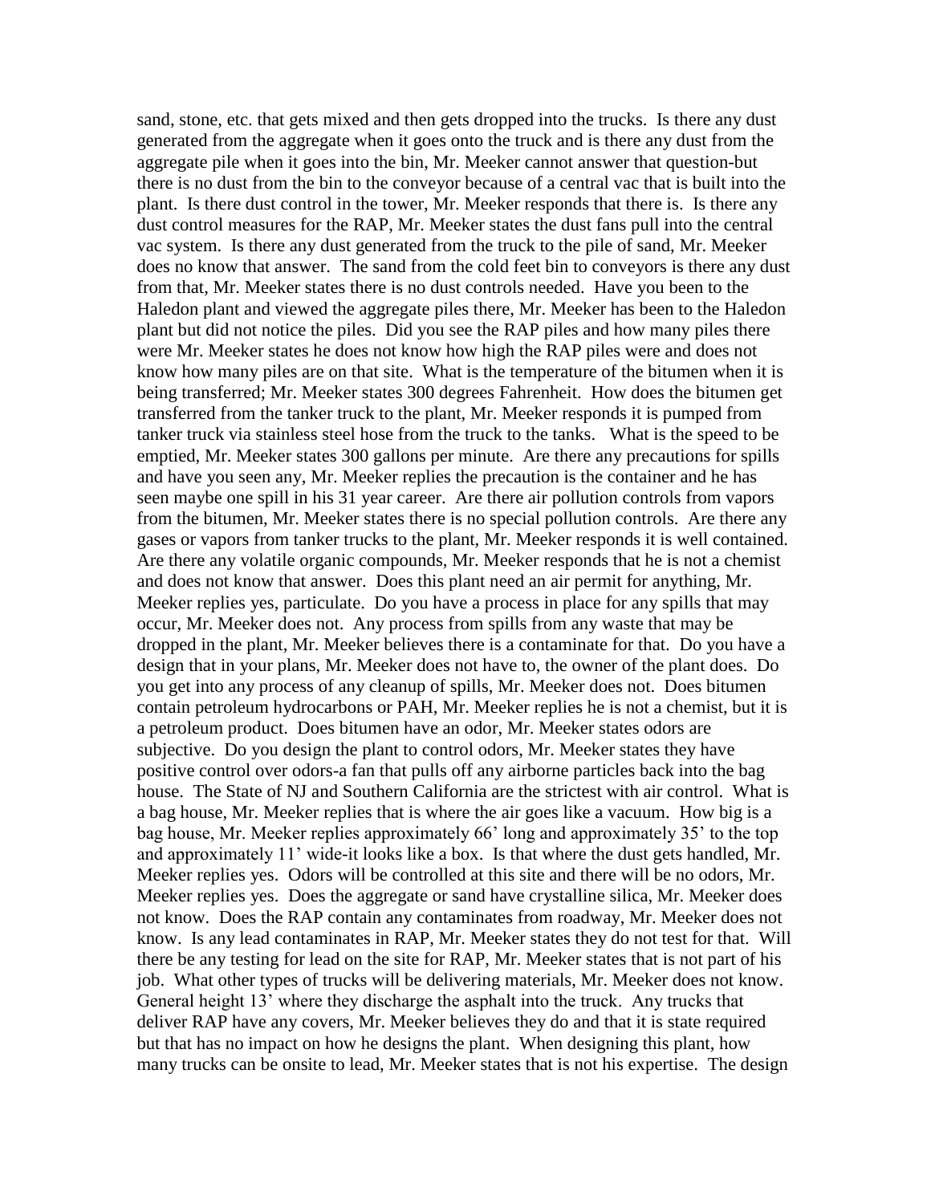sand, stone, etc. that gets mixed and then gets dropped into the trucks. Is there any dust generated from the aggregate when it goes onto the truck and is there any dust from the aggregate pile when it goes into the bin, Mr. Meeker cannot answer that question-but there is no dust from the bin to the conveyor because of a central vac that is built into the plant. Is there dust control in the tower, Mr. Meeker responds that there is. Is there any dust control measures for the RAP, Mr. Meeker states the dust fans pull into the central vac system. Is there any dust generated from the truck to the pile of sand, Mr. Meeker does no know that answer. The sand from the cold feet bin to conveyors is there any dust from that, Mr. Meeker states there is no dust controls needed. Have you been to the Haledon plant and viewed the aggregate piles there, Mr. Meeker has been to the Haledon plant but did not notice the piles. Did you see the RAP piles and how many piles there were Mr. Meeker states he does not know how high the RAP piles were and does not know how many piles are on that site. What is the temperature of the bitumen when it is being transferred; Mr. Meeker states 300 degrees Fahrenheit. How does the bitumen get transferred from the tanker truck to the plant, Mr. Meeker responds it is pumped from tanker truck via stainless steel hose from the truck to the tanks. What is the speed to be emptied, Mr. Meeker states 300 gallons per minute. Are there any precautions for spills and have you seen any, Mr. Meeker replies the precaution is the container and he has seen maybe one spill in his 31 year career. Are there air pollution controls from vapors from the bitumen, Mr. Meeker states there is no special pollution controls. Are there any gases or vapors from tanker trucks to the plant, Mr. Meeker responds it is well contained. Are there any volatile organic compounds, Mr. Meeker responds that he is not a chemist and does not know that answer. Does this plant need an air permit for anything, Mr. Meeker replies yes, particulate. Do you have a process in place for any spills that may occur, Mr. Meeker does not. Any process from spills from any waste that may be dropped in the plant, Mr. Meeker believes there is a contaminate for that. Do you have a design that in your plans, Mr. Meeker does not have to, the owner of the plant does. Do you get into any process of any cleanup of spills, Mr. Meeker does not. Does bitumen contain petroleum hydrocarbons or PAH, Mr. Meeker replies he is not a chemist, but it is a petroleum product. Does bitumen have an odor, Mr. Meeker states odors are subjective. Do you design the plant to control odors, Mr. Meeker states they have positive control over odors-a fan that pulls off any airborne particles back into the bag house. The State of NJ and Southern California are the strictest with air control. What is a bag house, Mr. Meeker replies that is where the air goes like a vacuum. How big is a bag house, Mr. Meeker replies approximately 66' long and approximately 35' to the top and approximately 11' wide-it looks like a box. Is that where the dust gets handled, Mr. Meeker replies yes. Odors will be controlled at this site and there will be no odors, Mr. Meeker replies yes. Does the aggregate or sand have crystalline silica, Mr. Meeker does not know. Does the RAP contain any contaminates from roadway, Mr. Meeker does not know. Is any lead contaminates in RAP, Mr. Meeker states they do not test for that. Will there be any testing for lead on the site for RAP, Mr. Meeker states that is not part of his job. What other types of trucks will be delivering materials, Mr. Meeker does not know. General height 13' where they discharge the asphalt into the truck. Any trucks that deliver RAP have any covers, Mr. Meeker believes they do and that it is state required but that has no impact on how he designs the plant. When designing this plant, how many trucks can be onsite to lead, Mr. Meeker states that is not his expertise. The design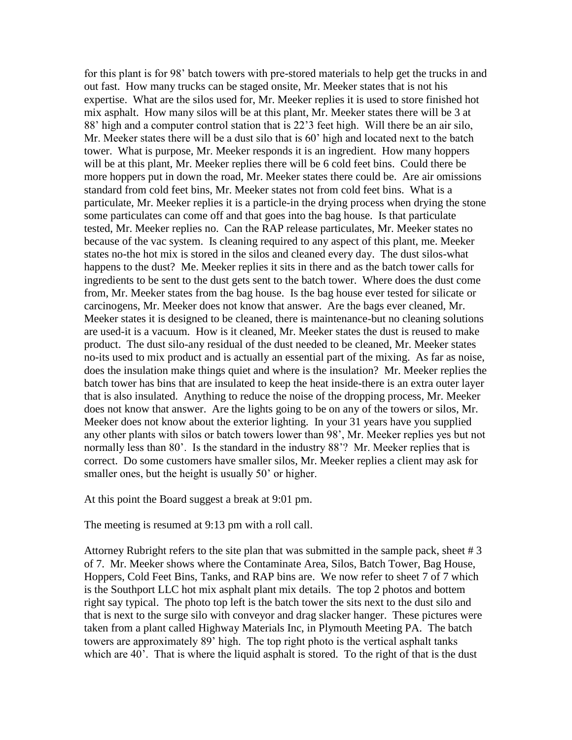for this plant is for 98' batch towers with pre-stored materials to help get the trucks in and out fast. How many trucks can be staged onsite, Mr. Meeker states that is not his expertise. What are the silos used for, Mr. Meeker replies it is used to store finished hot mix asphalt. How many silos will be at this plant, Mr. Meeker states there will be 3 at 88' high and a computer control station that is 22'3 feet high. Will there be an air silo, Mr. Meeker states there will be a dust silo that is 60' high and located next to the batch tower. What is purpose, Mr. Meeker responds it is an ingredient. How many hoppers will be at this plant, Mr. Meeker replies there will be 6 cold feet bins. Could there be more hoppers put in down the road, Mr. Meeker states there could be. Are air omissions standard from cold feet bins, Mr. Meeker states not from cold feet bins. What is a particulate, Mr. Meeker replies it is a particle-in the drying process when drying the stone some particulates can come off and that goes into the bag house. Is that particulate tested, Mr. Meeker replies no. Can the RAP release particulates, Mr. Meeker states no because of the vac system. Is cleaning required to any aspect of this plant, me. Meeker states no-the hot mix is stored in the silos and cleaned every day. The dust silos-what happens to the dust? Me. Meeker replies it sits in there and as the batch tower calls for ingredients to be sent to the dust gets sent to the batch tower. Where does the dust come from, Mr. Meeker states from the bag house. Is the bag house ever tested for silicate or carcinogens, Mr. Meeker does not know that answer. Are the bags ever cleaned, Mr. Meeker states it is designed to be cleaned, there is maintenance-but no cleaning solutions are used-it is a vacuum. How is it cleaned, Mr. Meeker states the dust is reused to make product. The dust silo-any residual of the dust needed to be cleaned, Mr. Meeker states no-its used to mix product and is actually an essential part of the mixing. As far as noise, does the insulation make things quiet and where is the insulation? Mr. Meeker replies the batch tower has bins that are insulated to keep the heat inside-there is an extra outer layer that is also insulated. Anything to reduce the noise of the dropping process, Mr. Meeker does not know that answer. Are the lights going to be on any of the towers or silos, Mr. Meeker does not know about the exterior lighting. In your 31 years have you supplied any other plants with silos or batch towers lower than 98', Mr. Meeker replies yes but not normally less than 80'. Is the standard in the industry 88'? Mr. Meeker replies that is correct. Do some customers have smaller silos, Mr. Meeker replies a client may ask for smaller ones, but the height is usually 50' or higher.

At this point the Board suggest a break at 9:01 pm.

The meeting is resumed at 9:13 pm with a roll call.

Attorney Rubright refers to the site plan that was submitted in the sample pack, sheet # 3 of 7. Mr. Meeker shows where the Contaminate Area, Silos, Batch Tower, Bag House, Hoppers, Cold Feet Bins, Tanks, and RAP bins are. We now refer to sheet 7 of 7 which is the Southport LLC hot mix asphalt plant mix details. The top 2 photos and bottem right say typical. The photo top left is the batch tower the sits next to the dust silo and that is next to the surge silo with conveyor and drag slacker hanger. These pictures were taken from a plant called Highway Materials Inc, in Plymouth Meeting PA. The batch towers are approximately 89' high. The top right photo is the vertical asphalt tanks which are 40'. That is where the liquid asphalt is stored. To the right of that is the dust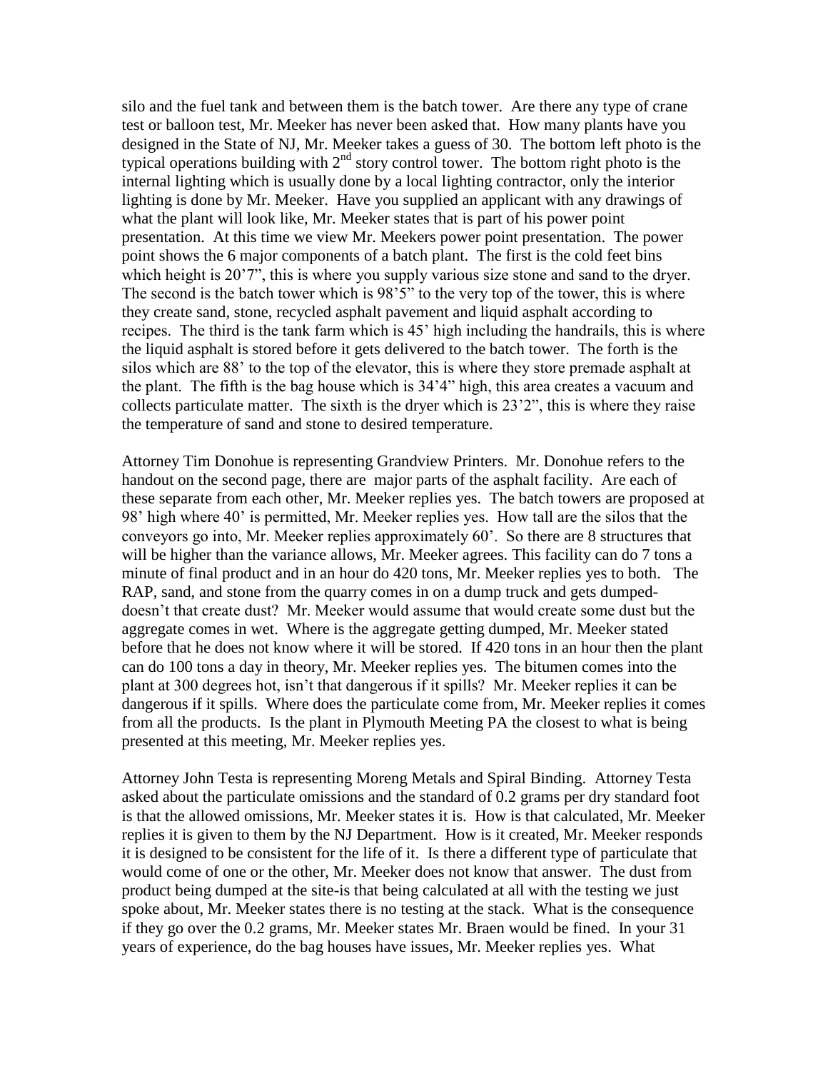silo and the fuel tank and between them is the batch tower. Are there any type of crane test or balloon test, Mr. Meeker has never been asked that. How many plants have you designed in the State of NJ, Mr. Meeker takes a guess of 30. The bottom left photo is the typical operations building with 2nd story control tower. The bottom right photo is the internal lighting which is usually done by a local lighting contractor, only the interior lighting is done by Mr. Meeker. Have you supplied an applicant with any drawings of what the plant will look like, Mr. Meeker states that is part of his power point presentation. At this time we view Mr. Meekers power point presentation. The power point shows the 6 major components of a batch plant. The first is the cold feet bins which height is 20'7", this is where you supply various size stone and sand to the dryer. The second is the batch tower which is 98'5" to the very top of the tower, this is where they create sand, stone, recycled asphalt pavement and liquid asphalt according to recipes. The third is the tank farm which is 45' high including the handrails, this is where the liquid asphalt is stored before it gets delivered to the batch tower. The forth is the silos which are 88' to the top of the elevator, this is where they store premade asphalt at the plant. The fifth is the bag house which is 34'4" high, this area creates a vacuum and collects particulate matter. The sixth is the dryer which is 23'2", this is where they raise the temperature of sand and stone to desired temperature.

Attorney Tim Donohue is representing Grandview Printers. Mr. Donohue refers to the handout on the second page, there are major parts of the asphalt facility. Are each of these separate from each other, Mr. Meeker replies yes. The batch towers are proposed at 98' high where 40' is permitted, Mr. Meeker replies yes. How tall are the silos that the conveyors go into, Mr. Meeker replies approximately 60'. So there are 8 structures that will be higher than the variance allows, Mr. Meeker agrees. This facility can do 7 tons a minute of final product and in an hour do 420 tons, Mr. Meeker replies yes to both. The RAP, sand, and stone from the quarry comes in on a dump truck and gets dumped- doesn't that create dust? Mr. Meeker would assume that would create some dust but the aggregate comes in wet. Where is the aggregate getting dumped, Mr. Meeker stated before that he does not know where it will be stored. If 420 tons in an hour then the plant can do 100 tons a day in theory, Mr. Meeker replies yes. The bitumen comes into the plant at 300 degrees hot, isn't that dangerous if it spills? Mr. Meeker replies it can be dangerous if it spills. Where does the particulate come from, Mr. Meeker replies it comes from all the products. Is the plant in Plymouth Meeting PA the closest to what is being presented at this meeting, Mr. Meeker replies yes.

Attorney John Testa is representing Moreng Metals and Spiral Binding. Attorney Testa asked about the particulate omissions and the standard of 0.2 grams per dry standard foot is that the allowed omissions, Mr. Meeker states it is. How is that calculated, Mr. Meeker replies it is given to them by the NJ Department. How is it created, Mr. Meeker responds it is designed to be consistent for the life of it. Is there a different type of particulate that would come of one or the other, Mr. Meeker does not know that answer. The dust from product being dumped at the site-is that being calculated at all with the testing we just spoke about, Mr. Meeker states there is no testing at the stack. What is the consequence if they go over the 0.2 grams, Mr. Meeker states Mr. Braen would be fined. In your 31 years of experience, do the bag houses have issues, Mr. Meeker replies yes. What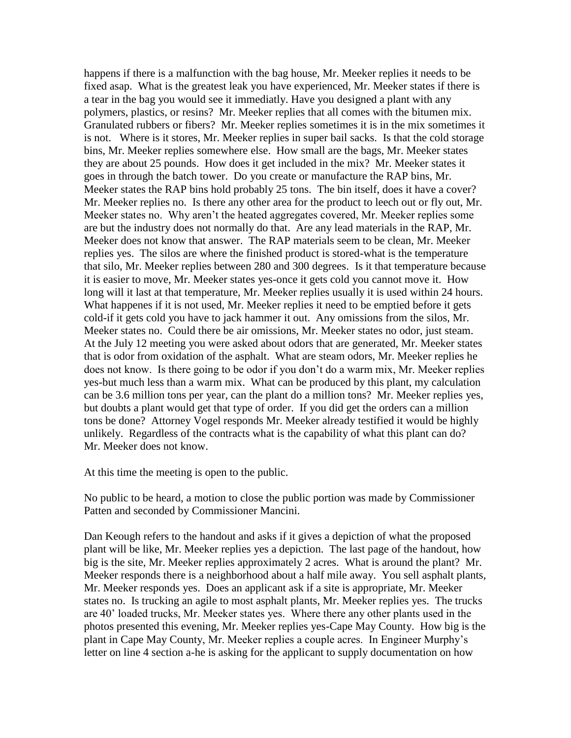happens if there is a malfunction with the bag house, Mr. Meeker replies it needs to be fixed asap. What is the greatest leak you have experienced, Mr. Meeker states if there is a tear in the bag you would see it immediatly. Have you designed a plant with any polymers, plastics, or resins? Mr. Meeker replies that all comes with the bitumen mix. Granulated rubbers or fibers? Mr. Meeker replies sometimes it is in the mix sometimes it is not. Where is it stores, Mr. Meeker replies in super bail sacks. Is that the cold storage bins, Mr. Meeker replies somewhere else. How small are the bags, Mr. Meeker states they are about 25 pounds. How does it get included in the mix? Mr. Meeker states it goes in through the batch tower. Do you create or manufacture the RAP bins, Mr. Meeker states the RAP bins hold probably 25 tons. The bin itself, does it have a cover? Mr. Meeker replies no. Is there any other area for the product to leech out or fly out, Mr. Meeker states no. Why aren't the heated aggregates covered, Mr. Meeker replies some are but the industry does not normally do that. Are any lead materials in the RAP, Mr. Meeker does not know that answer. The RAP materials seem to be clean, Mr. Meeker replies yes. The silos are where the finished product is stored-what is the temperature that silo, Mr. Meeker replies between 280 and 300 degrees. Is it that temperature because it is easier to move, Mr. Meeker states yes-once it gets cold you cannot move it. How long will it last at that temperature, Mr. Meeker replies usually it is used within 24 hours. What happenes if it is not used, Mr. Meeker replies it need to be emptied before it gets cold-if it gets cold you have to jack hammer it out. Any omissions from the silos, Mr. Meeker states no. Could there be air omissions, Mr. Meeker states no odor, just steam. At the July 12 meeting you were asked about odors that are generated, Mr. Meeker states that is odor from oxidation of the asphalt. What are steam odors, Mr. Meeker replies he does not know. Is there going to be odor if you don't do a warm mix, Mr. Meeker replies yes-but much less than a warm mix. What can be produced by this plant, my calculation can be 3.6 million tons per year, can the plant do a million tons? Mr. Meeker replies yes, but doubts a plant would get that type of order. If you did get the orders can a million tons be done? Attorney Vogel responds Mr. Meeker already testified it would be highly unlikely. Regardless of the contracts what is the capability of what this plant can do? Mr. Meeker does not know.

At this time the meeting is open to the public.

No public to be heard, a motion to close the public portion was made by Commissioner Patten and seconded by Commissioner Mancini.

Dan Keough refers to the handout and asks if it gives a depiction of what the proposed plant will be like, Mr. Meeker replies yes a depiction. The last page of the handout, how big is the site, Mr. Meeker replies approximately 2 acres. What is around the plant? Mr. Meeker responds there is a neighborhood about a half mile away. You sell asphalt plants, Mr. Meeker responds yes. Does an applicant ask if a site is appropriate, Mr. Meeker states no. Is trucking an agile to most asphalt plants, Mr. Meeker replies yes. The trucks are 40' loaded trucks, Mr. Meeker states yes. Where there any other plants used in the photos presented this evening, Mr. Meeker replies yes-Cape May County. How big is the plant in Cape May County, Mr. Meeker replies a couple acres. In Engineer Murphy's letter on line 4 section a-he is asking for the applicant to supply documentation on how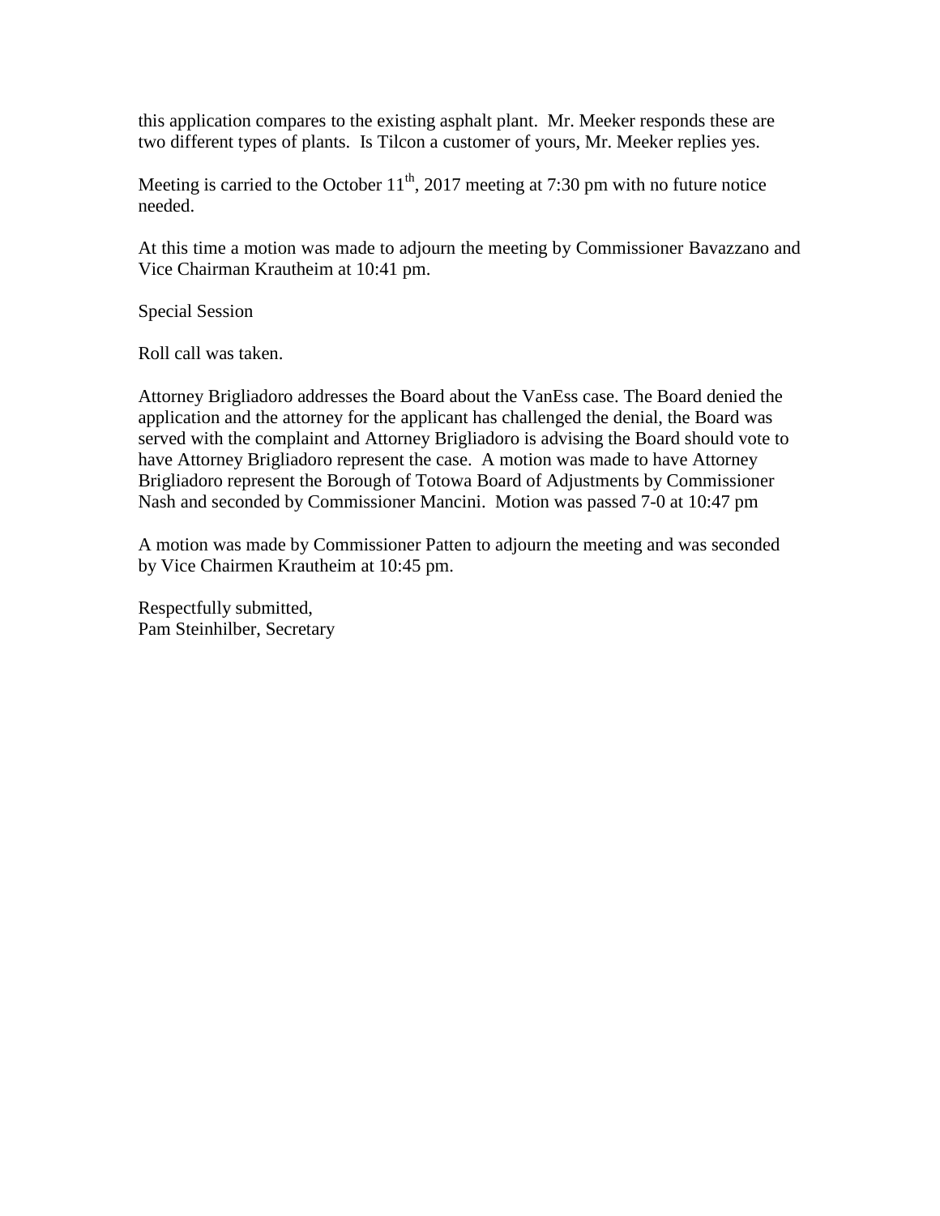this application compares to the existing asphalt plant. Mr. Meeker responds these are two different types of plants. Is Tilcon a customer of yours, Mr. Meeker replies yes.

Meeting is carried to the October 11th, 2017 meeting at 7:30 pm with no future notice needed.

At this time a motion was made to adjourn the meeting by Commissioner Bavazzano and Vice Chairman Krautheim at 10:41 pm.

Special Session

Roll call was taken.

Attorney Brigliadoro addresses the Board about the VanEss case. The Board denied the application and the attorney for the applicant has challenged the denial, the Board was served with the complaint and Attorney Brigliadoro is advising the Board should vote to have Attorney Brigliadoro represent the case. A motion was made to have Attorney Brigliadoro represent the Borough of Totowa Board of Adjustments by Commissioner Nash and seconded by Commissioner Mancini. Motion was passed 7-0 at 10:47 pm

A motion was made by Commissioner Patten to adjourn the meeting and was seconded by Vice Chairmen Krautheim at 10:45 pm.

Respectfully submitted,
Pam Steinhilber, Secretary